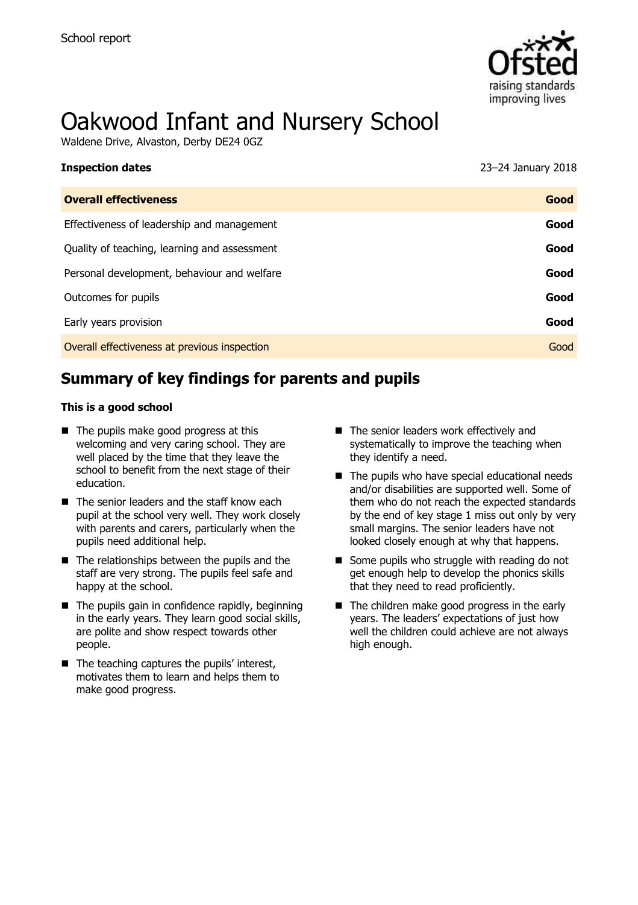School report

# Oakwood Infant and Nursery School

Waldene Drive, Alvaston, Derby DE24 0GZ

**Inspection dates** 23–24 January 2018

| **Overall effectiveness** | **Good** |
|---|---|
| Effectiveness of leadership and management | **Good** |
| Quality of teaching, learning and assessment | **Good** |
| Personal development, behaviour and welfare | **Good** |
| Outcomes for pupils | **Good** |
| Early years provision | **Good** |
| Overall effectiveness at previous inspection | Good |

## Summary of key findings for parents and pupils

**This is a good school**

- The pupils make good progress at this welcoming and very caring school. They are well placed by the time that they leave the school to benefit from the next stage of their education.
- The senior leaders and the staff know each pupil at the school very well. They work closely with parents and carers, particularly when the pupils need additional help.
- The relationships between the pupils and the staff are very strong. The pupils feel safe and happy at the school.
- The pupils gain in confidence rapidly, beginning in the early years. They learn good social skills, are polite and show respect towards other people.
- The teaching captures the pupils' interest, motivates them to learn and helps them to make good progress.
- The senior leaders work effectively and systematically to improve the teaching when they identify a need.
- The pupils who have special educational needs and/or disabilities are supported well. Some of them who do not reach the expected standards by the end of key stage 1 miss out only by very small margins. The senior leaders have not looked closely enough at why that happens.
- Some pupils who struggle with reading do not get enough help to develop the phonics skills that they need to read proficiently.
- The children make good progress in the early years. The leaders' expectations of just how well the children could achieve are not always high enough.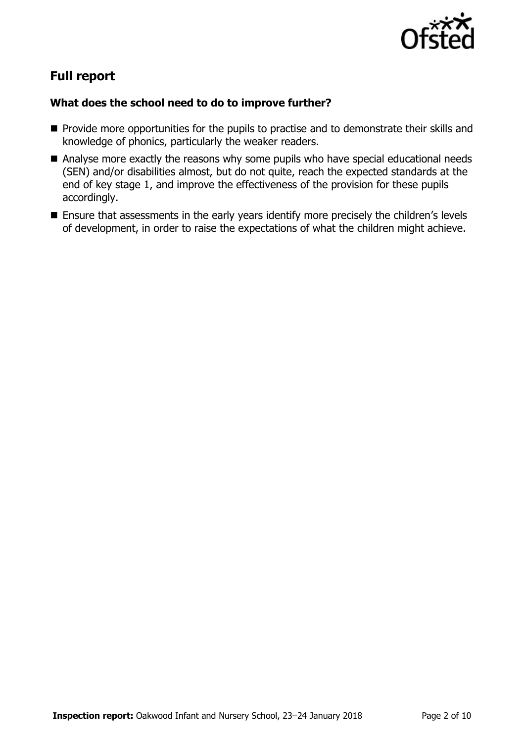## Full report

### What does the school need to do to improve further?

- Provide more opportunities for the pupils to practise and to demonstrate their skills and knowledge of phonics, particularly the weaker readers.
- Analyse more exactly the reasons why some pupils who have special educational needs (SEN) and/or disabilities almost, but do not quite, reach the expected standards at the end of key stage 1, and improve the effectiveness of the provision for these pupils accordingly.
- Ensure that assessments in the early years identify more precisely the children's levels of development, in order to raise the expectations of what the children might achieve.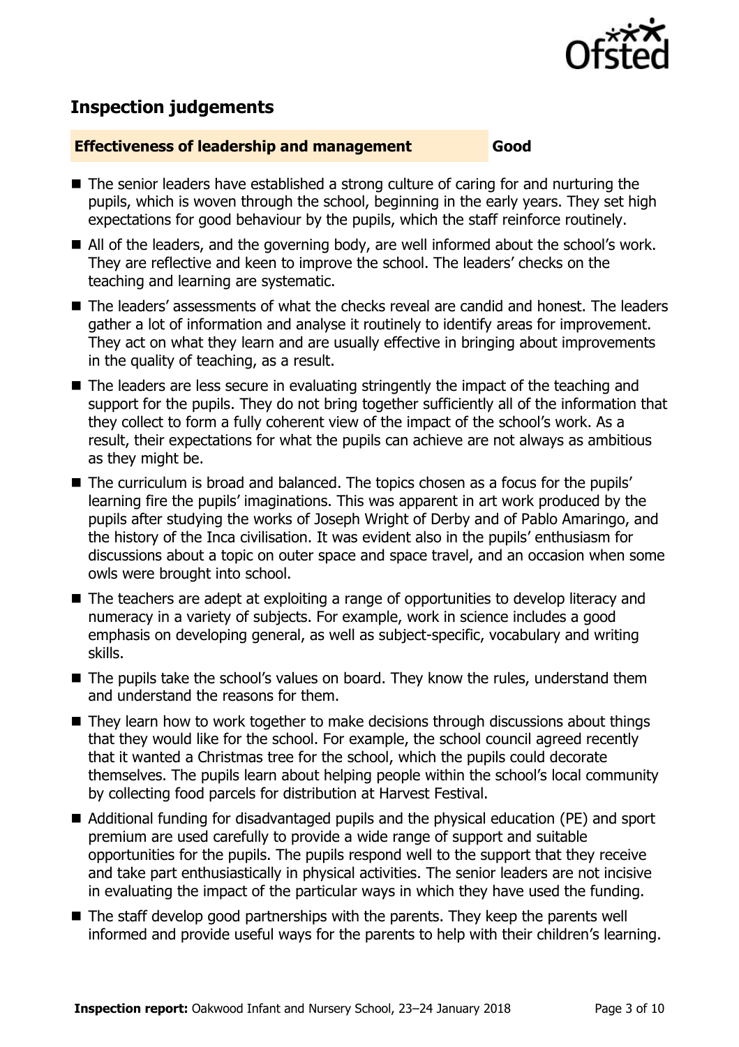## Inspection judgements

**Effectiveness of leadership and management** **Good**

- The senior leaders have established a strong culture of caring for and nurturing the pupils, which is woven through the school, beginning in the early years. They set high expectations for good behaviour by the pupils, which the staff reinforce routinely.
- All of the leaders, and the governing body, are well informed about the school's work. They are reflective and keen to improve the school. The leaders' checks on the teaching and learning are systematic.
- The leaders' assessments of what the checks reveal are candid and honest. The leaders gather a lot of information and analyse it routinely to identify areas for improvement. They act on what they learn and are usually effective in bringing about improvements in the quality of teaching, as a result.
- The leaders are less secure in evaluating stringently the impact of the teaching and support for the pupils. They do not bring together sufficiently all of the information that they collect to form a fully coherent view of the impact of the school's work. As a result, their expectations for what the pupils can achieve are not always as ambitious as they might be.
- The curriculum is broad and balanced. The topics chosen as a focus for the pupils' learning fire the pupils' imaginations. This was apparent in art work produced by the pupils after studying the works of Joseph Wright of Derby and of Pablo Amaringo, and the history of the Inca civilisation. It was evident also in the pupils' enthusiasm for discussions about a topic on outer space and space travel, and an occasion when some owls were brought into school.
- The teachers are adept at exploiting a range of opportunities to develop literacy and numeracy in a variety of subjects. For example, work in science includes a good emphasis on developing general, as well as subject-specific, vocabulary and writing skills.
- The pupils take the school's values on board. They know the rules, understand them and understand the reasons for them.
- They learn how to work together to make decisions through discussions about things that they would like for the school. For example, the school council agreed recently that it wanted a Christmas tree for the school, which the pupils could decorate themselves. The pupils learn about helping people within the school's local community by collecting food parcels for distribution at Harvest Festival.
- Additional funding for disadvantaged pupils and the physical education (PE) and sport premium are used carefully to provide a wide range of support and suitable opportunities for the pupils. The pupils respond well to the support that they receive and take part enthusiastically in physical activities. The senior leaders are not incisive in evaluating the impact of the particular ways in which they have used the funding.
- The staff develop good partnerships with the parents. They keep the parents well informed and provide useful ways for the parents to help with their children's learning.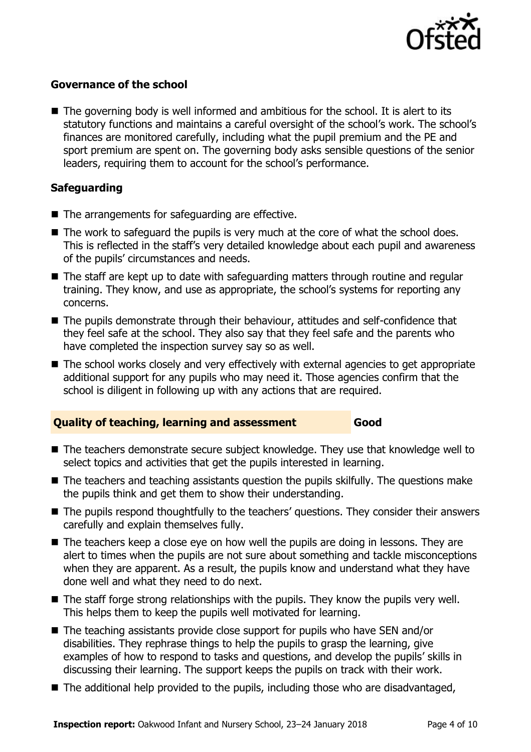### Governance of the school

- The governing body is well informed and ambitious for the school. It is alert to its statutory functions and maintains a careful oversight of the school's work. The school's finances are monitored carefully, including what the pupil premium and the PE and sport premium are spent on. The governing body asks sensible questions of the senior leaders, requiring them to account for the school's performance.

### Safeguarding

- The arrangements for safeguarding are effective.
- The work to safeguard the pupils is very much at the core of what the school does. This is reflected in the staff's very detailed knowledge about each pupil and awareness of the pupils' circumstances and needs.
- The staff are kept up to date with safeguarding matters through routine and regular training. They know, and use as appropriate, the school's systems for reporting any concerns.
- The pupils demonstrate through their behaviour, attitudes and self-confidence that they feel safe at the school. They also say that they feel safe and the parents who have completed the inspection survey say so as well.
- The school works closely and very effectively with external agencies to get appropriate additional support for any pupils who may need it. Those agencies confirm that the school is diligent in following up with any actions that are required.

## Quality of teaching, learning and assessment — Good

- The teachers demonstrate secure subject knowledge. They use that knowledge well to select topics and activities that get the pupils interested in learning.
- The teachers and teaching assistants question the pupils skilfully. The questions make the pupils think and get them to show their understanding.
- The pupils respond thoughtfully to the teachers' questions. They consider their answers carefully and explain themselves fully.
- The teachers keep a close eye on how well the pupils are doing in lessons. They are alert to times when the pupils are not sure about something and tackle misconceptions when they are apparent. As a result, the pupils know and understand what they have done well and what they need to do next.
- The staff forge strong relationships with the pupils. They know the pupils very well. This helps them to keep the pupils well motivated for learning.
- The teaching assistants provide close support for pupils who have SEN and/or disabilities. They rephrase things to help the pupils to grasp the learning, give examples of how to respond to tasks and questions, and develop the pupils' skills in discussing their learning. The support keeps the pupils on track with their work.
- The additional help provided to the pupils, including those who are disadvantaged,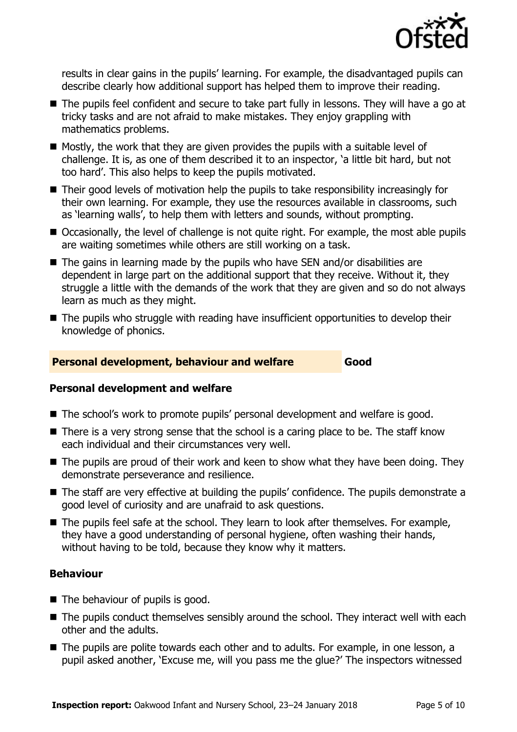results in clear gains in the pupils' learning. For example, the disadvantaged pupils can describe clearly how additional support has helped them to improve their reading.

- The pupils feel confident and secure to take part fully in lessons. They will have a go at tricky tasks and are not afraid to make mistakes. They enjoy grappling with mathematics problems.
- Mostly, the work that they are given provides the pupils with a suitable level of challenge. It is, as one of them described it to an inspector, 'a little bit hard, but not too hard'. This also helps to keep the pupils motivated.
- Their good levels of motivation help the pupils to take responsibility increasingly for their own learning. For example, they use the resources available in classrooms, such as 'learning walls', to help them with letters and sounds, without prompting.
- Occasionally, the level of challenge is not quite right. For example, the most able pupils are waiting sometimes while others are still working on a task.
- The gains in learning made by the pupils who have SEN and/or disabilities are dependent in large part on the additional support that they receive. Without it, they struggle a little with the demands of the work that they are given and so do not always learn as much as they might.
- The pupils who struggle with reading have insufficient opportunities to develop their knowledge of phonics.

## Personal development, behaviour and welfare — Good

### Personal development and welfare

- The school's work to promote pupils' personal development and welfare is good.
- There is a very strong sense that the school is a caring place to be. The staff know each individual and their circumstances very well.
- The pupils are proud of their work and keen to show what they have been doing. They demonstrate perseverance and resilience.
- The staff are very effective at building the pupils' confidence. The pupils demonstrate a good level of curiosity and are unafraid to ask questions.
- The pupils feel safe at the school. They learn to look after themselves. For example, they have a good understanding of personal hygiene, often washing their hands, without having to be told, because they know why it matters.

### Behaviour

- The behaviour of pupils is good.
- The pupils conduct themselves sensibly around the school. They interact well with each other and the adults.
- The pupils are polite towards each other and to adults. For example, in one lesson, a pupil asked another, 'Excuse me, will you pass me the glue?' The inspectors witnessed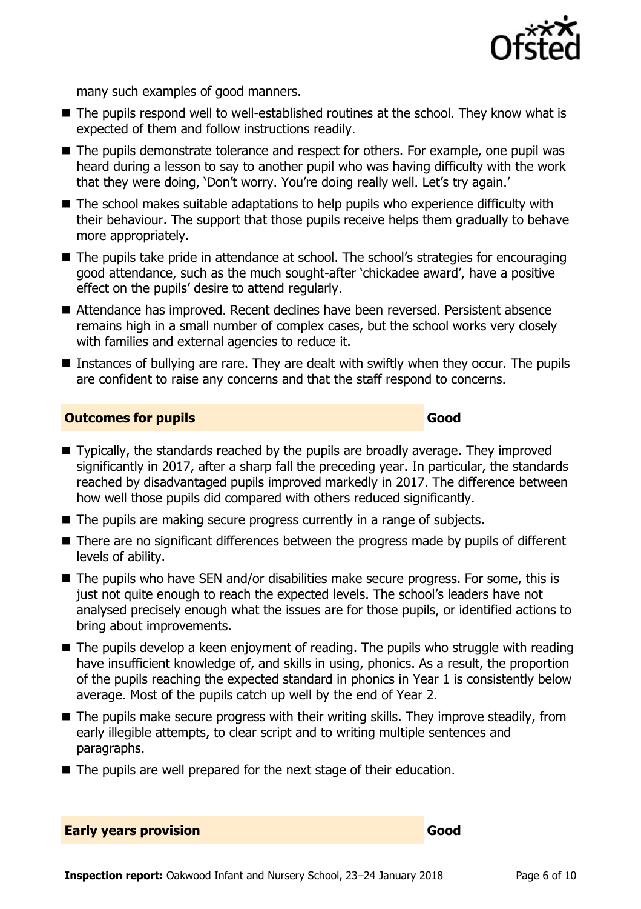many such examples of good manners.

- The pupils respond well to well-established routines at the school. They know what is expected of them and follow instructions readily.
- The pupils demonstrate tolerance and respect for others. For example, one pupil was heard during a lesson to say to another pupil who was having difficulty with the work that they were doing, 'Don't worry. You're doing really well. Let's try again.'
- The school makes suitable adaptations to help pupils who experience difficulty with their behaviour. The support that those pupils receive helps them gradually to behave more appropriately.
- The pupils take pride in attendance at school. The school's strategies for encouraging good attendance, such as the much sought-after 'chickadee award', have a positive effect on the pupils' desire to attend regularly.
- Attendance has improved. Recent declines have been reversed. Persistent absence remains high in a small number of complex cases, but the school works very closely with families and external agencies to reduce it.
- Instances of bullying are rare. They are dealt with swiftly when they occur. The pupils are confident to raise any concerns and that the staff respond to concerns.

## Outcomes for pupils — Good

- Typically, the standards reached by the pupils are broadly average. They improved significantly in 2017, after a sharp fall the preceding year. In particular, the standards reached by disadvantaged pupils improved markedly in 2017. The difference between how well those pupils did compared with others reduced significantly.
- The pupils are making secure progress currently in a range of subjects.
- There are no significant differences between the progress made by pupils of different levels of ability.
- The pupils who have SEN and/or disabilities make secure progress. For some, this is just not quite enough to reach the expected levels. The school's leaders have not analysed precisely enough what the issues are for those pupils, or identified actions to bring about improvements.
- The pupils develop a keen enjoyment of reading. The pupils who struggle with reading have insufficient knowledge of, and skills in using, phonics. As a result, the proportion of the pupils reaching the expected standard in phonics in Year 1 is consistently below average. Most of the pupils catch up well by the end of Year 2.
- The pupils make secure progress with their writing skills. They improve steadily, from early illegible attempts, to clear script and to writing multiple sentences and paragraphs.
- The pupils are well prepared for the next stage of their education.

## Early years provision — Good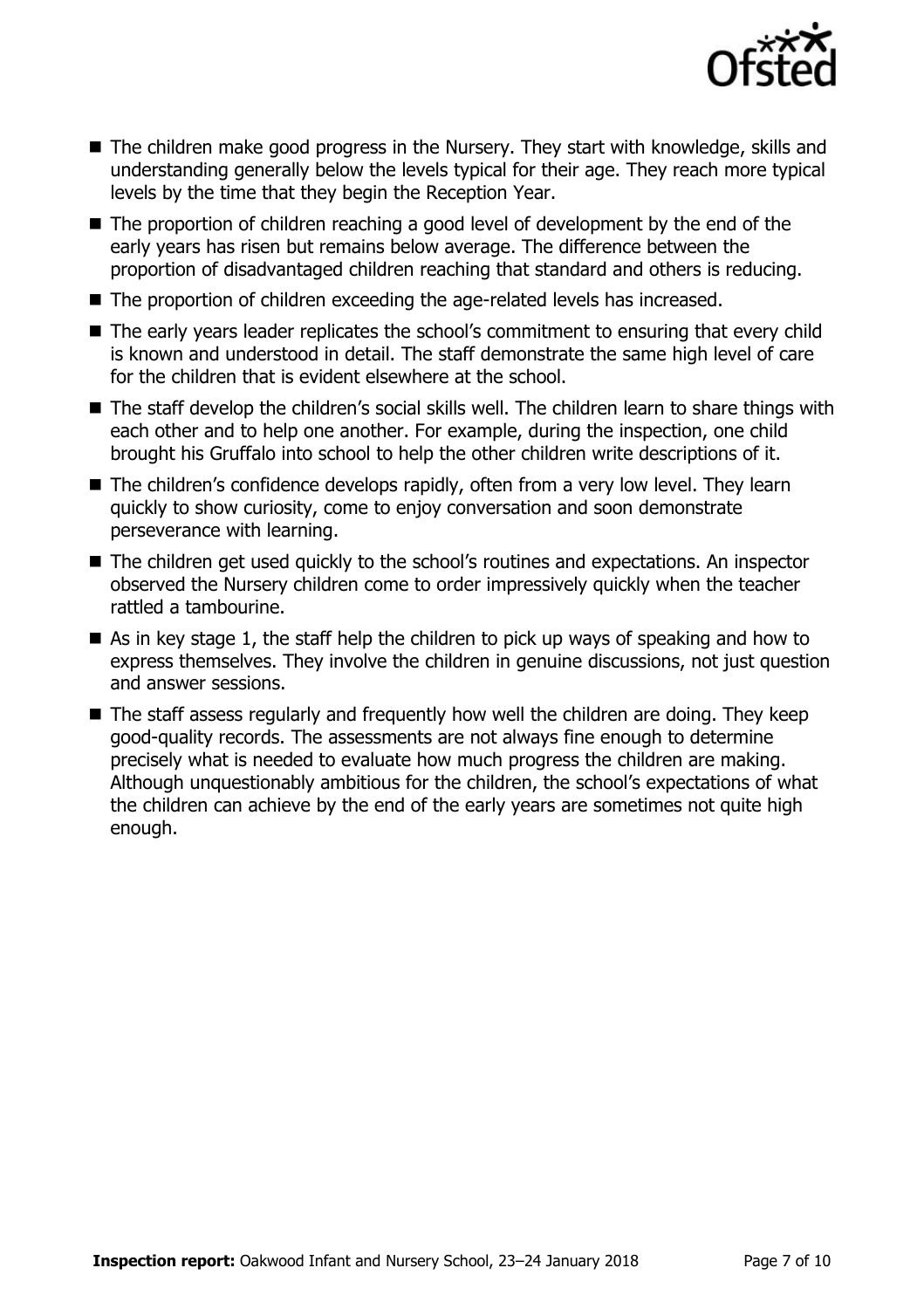- The children make good progress in the Nursery. They start with knowledge, skills and understanding generally below the levels typical for their age. They reach more typical levels by the time that they begin the Reception Year.
- The proportion of children reaching a good level of development by the end of the early years has risen but remains below average. The difference between the proportion of disadvantaged children reaching that standard and others is reducing.
- The proportion of children exceeding the age-related levels has increased.
- The early years leader replicates the school's commitment to ensuring that every child is known and understood in detail. The staff demonstrate the same high level of care for the children that is evident elsewhere at the school.
- The staff develop the children's social skills well. The children learn to share things with each other and to help one another. For example, during the inspection, one child brought his Gruffalo into school to help the other children write descriptions of it.
- The children's confidence develops rapidly, often from a very low level. They learn quickly to show curiosity, come to enjoy conversation and soon demonstrate perseverance with learning.
- The children get used quickly to the school's routines and expectations. An inspector observed the Nursery children come to order impressively quickly when the teacher rattled a tambourine.
- As in key stage 1, the staff help the children to pick up ways of speaking and how to express themselves. They involve the children in genuine discussions, not just question and answer sessions.
- The staff assess regularly and frequently how well the children are doing. They keep good-quality records. The assessments are not always fine enough to determine precisely what is needed to evaluate how much progress the children are making. Although unquestionably ambitious for the children, the school's expectations of what the children can achieve by the end of the early years are sometimes not quite high enough.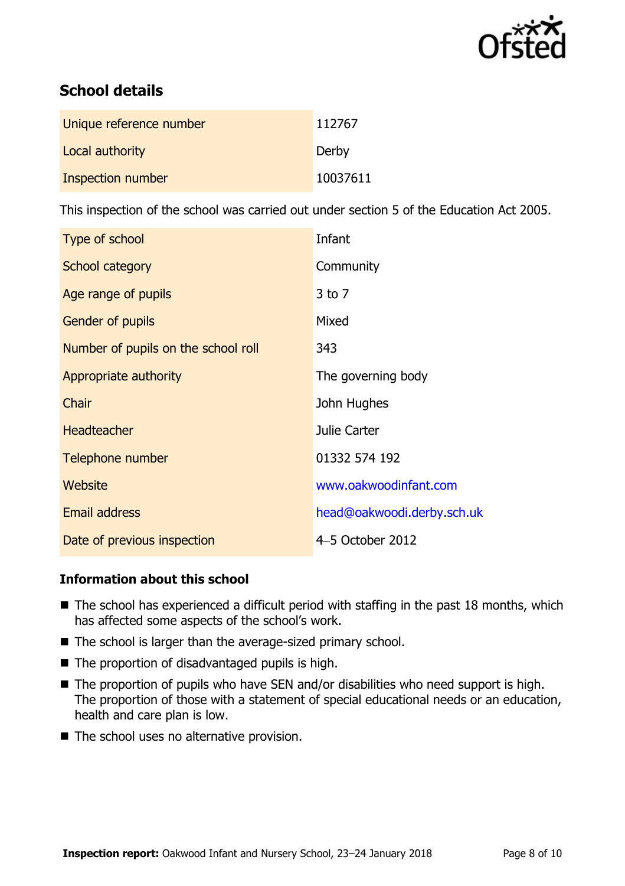## School details

| | |
|---|---|
| Unique reference number | 112767 |
| Local authority | Derby |
| Inspection number | 10037611 |

This inspection of the school was carried out under section 5 of the Education Act 2005.

| | |
|---|---|
| Type of school | Infant |
| School category | Community |
| Age range of pupils | 3 to 7 |
| Gender of pupils | Mixed |
| Number of pupils on the school roll | 343 |
| Appropriate authority | The governing body |
| Chair | John Hughes |
| Headteacher | Julie Carter |
| Telephone number | 01332 574 192 |
| Website | www.oakwoodinfant.com |
| Email address | head@oakwoodi.derby.sch.uk |
| Date of previous inspection | 4–5 October 2012 |

### Information about this school

- The school has experienced a difficult period with staffing in the past 18 months, which has affected some aspects of the school's work.
- The school is larger than the average-sized primary school.
- The proportion of disadvantaged pupils is high.
- The proportion of pupils who have SEN and/or disabilities who need support is high. The proportion of those with a statement of special educational needs or an education, health and care plan is low.
- The school uses no alternative provision.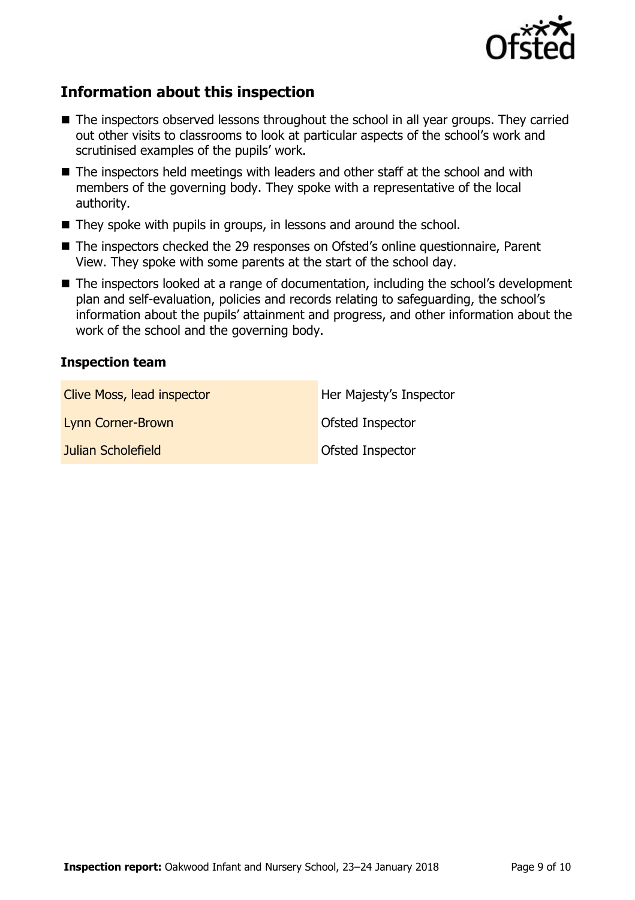## Information about this inspection

- The inspectors observed lessons throughout the school in all year groups. They carried out other visits to classrooms to look at particular aspects of the school's work and scrutinised examples of the pupils' work.
- The inspectors held meetings with leaders and other staff at the school and with members of the governing body. They spoke with a representative of the local authority.
- They spoke with pupils in groups, in lessons and around the school.
- The inspectors checked the 29 responses on Ofsted's online questionnaire, Parent View. They spoke with some parents at the start of the school day.
- The inspectors looked at a range of documentation, including the school's development plan and self-evaluation, policies and records relating to safeguarding, the school's information about the pupils' attainment and progress, and other information about the work of the school and the governing body.

### Inspection team

| | |
|---|---|
| Clive Moss, lead inspector | Her Majesty's Inspector |
| Lynn Corner-Brown | Ofsted Inspector |
| Julian Scholefield | Ofsted Inspector |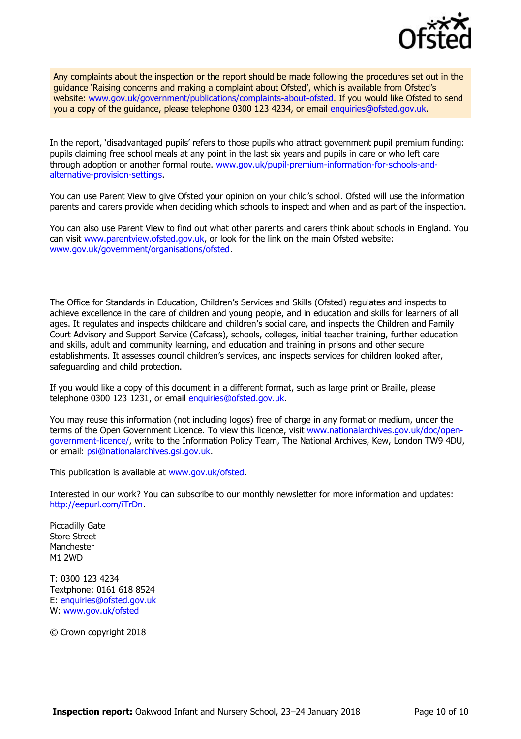Any complaints about the inspection or the report should be made following the procedures set out in the guidance 'Raising concerns and making a complaint about Ofsted', which is available from Ofsted's website: www.gov.uk/government/publications/complaints-about-ofsted. If you would like Ofsted to send you a copy of the guidance, please telephone 0300 123 4234, or email enquiries@ofsted.gov.uk.

In the report, 'disadvantaged pupils' refers to those pupils who attract government pupil premium funding: pupils claiming free school meals at any point in the last six years and pupils in care or who left care through adoption or another formal route. www.gov.uk/pupil-premium-information-for-schools-and-alternative-provision-settings.

You can use Parent View to give Ofsted your opinion on your child's school. Ofsted will use the information parents and carers provide when deciding which schools to inspect and when and as part of the inspection.

You can also use Parent View to find out what other parents and carers think about schools in England. You can visit www.parentview.ofsted.gov.uk, or look for the link on the main Ofsted website: www.gov.uk/government/organisations/ofsted.

The Office for Standards in Education, Children's Services and Skills (Ofsted) regulates and inspects to achieve excellence in the care of children and young people, and in education and skills for learners of all ages. It regulates and inspects childcare and children's social care, and inspects the Children and Family Court Advisory and Support Service (Cafcass), schools, colleges, initial teacher training, further education and skills, adult and community learning, and education and training in prisons and other secure establishments. It assesses council children's services, and inspects services for children looked after, safeguarding and child protection.

If you would like a copy of this document in a different format, such as large print or Braille, please telephone 0300 123 1231, or email enquiries@ofsted.gov.uk.

You may reuse this information (not including logos) free of charge in any format or medium, under the terms of the Open Government Licence. To view this licence, visit www.nationalarchives.gov.uk/doc/open-government-licence/, write to the Information Policy Team, The National Archives, Kew, London TW9 4DU, or email: psi@nationalarchives.gsi.gov.uk.

This publication is available at www.gov.uk/ofsted.

Interested in our work? You can subscribe to our monthly newsletter for more information and updates: http://eepurl.com/iTrDn.

Piccadilly Gate
Store Street
Manchester
M1 2WD

T: 0300 123 4234
Textphone: 0161 618 8524
E: enquiries@ofsted.gov.uk
W: www.gov.uk/ofsted

© Crown copyright 2018